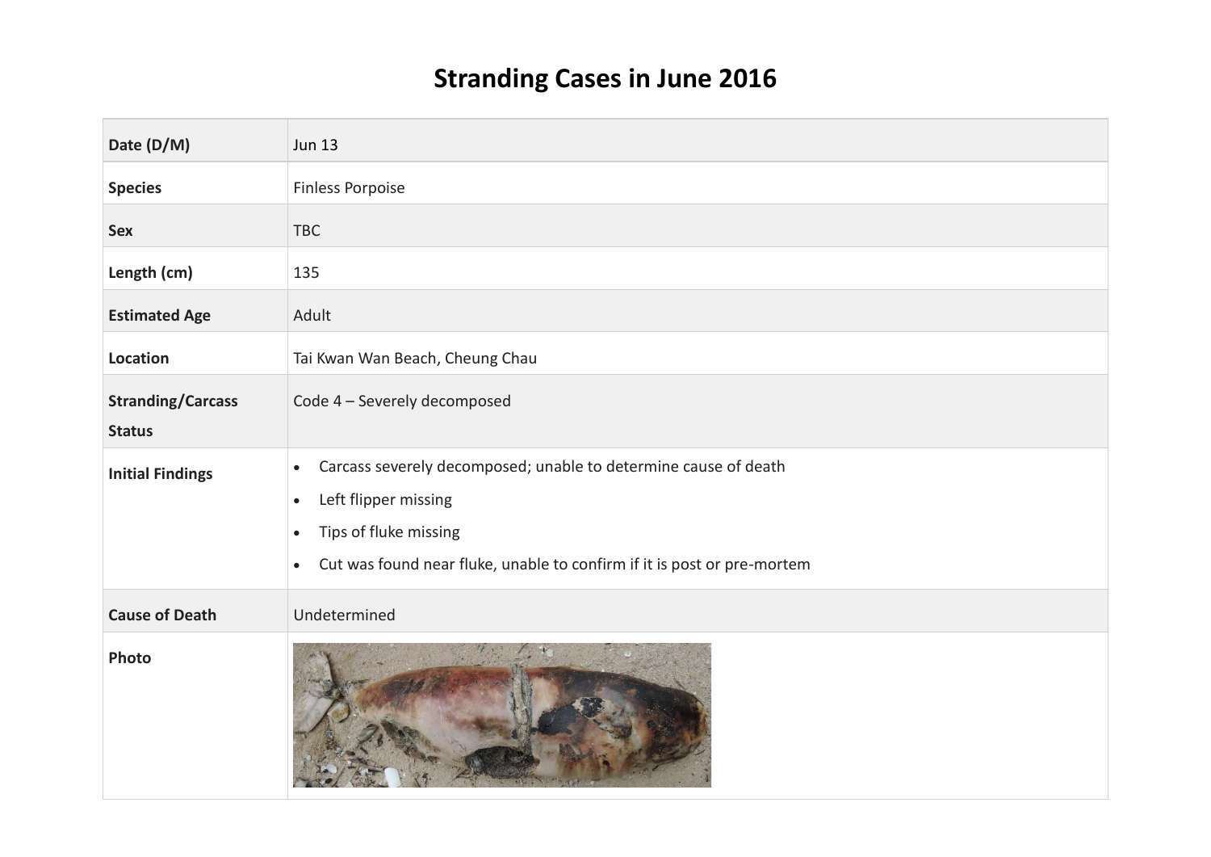# Stranding Cases in June 2016

| Date (D/M) | Jun 13 |
|---|---|
| **Species** | Finless Porpoise |
| **Sex** | TBC |
| **Length (cm)** | 135 |
| **Estimated Age** | Adult |
| **Location** | Tai Kwan Wan Beach, Cheung Chau |
| **Stranding/Carcass Status** | Code 4 – Severely decomposed |
| **Initial Findings** | • Carcass severely decomposed; unable to determine cause of death<br>• Left flipper missing<br>• Tips of fluke missing<br>• Cut was found near fluke, unable to confirm if it is post or pre-mortem |
| **Cause of Death** | Undetermined |
| **Photo** | |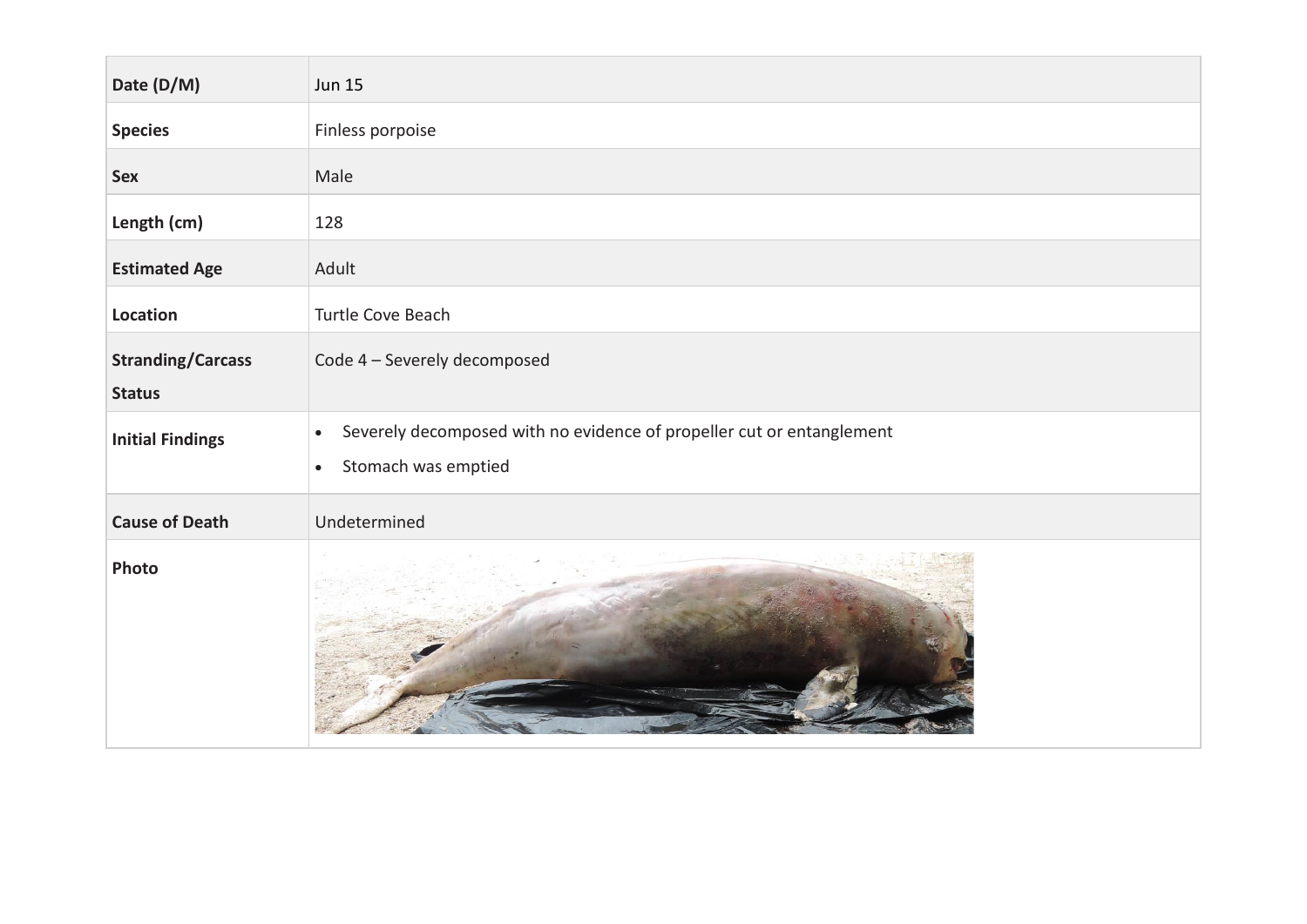| Date (D/M) | Jun 15 |
| --- | --- |
| **Species** | Finless porpoise |
| **Sex** | Male |
| **Length (cm)** | 128 |
| **Estimated Age** | Adult |
| **Location** | Turtle Cove Beach |
| **Stranding/Carcass Status** | Code 4 – Severely decomposed |
| **Initial Findings** | • Severely decomposed with no evidence of propeller cut or entanglement<br>• Stomach was emptied |
| **Cause of Death** | Undetermined |
| **Photo** | |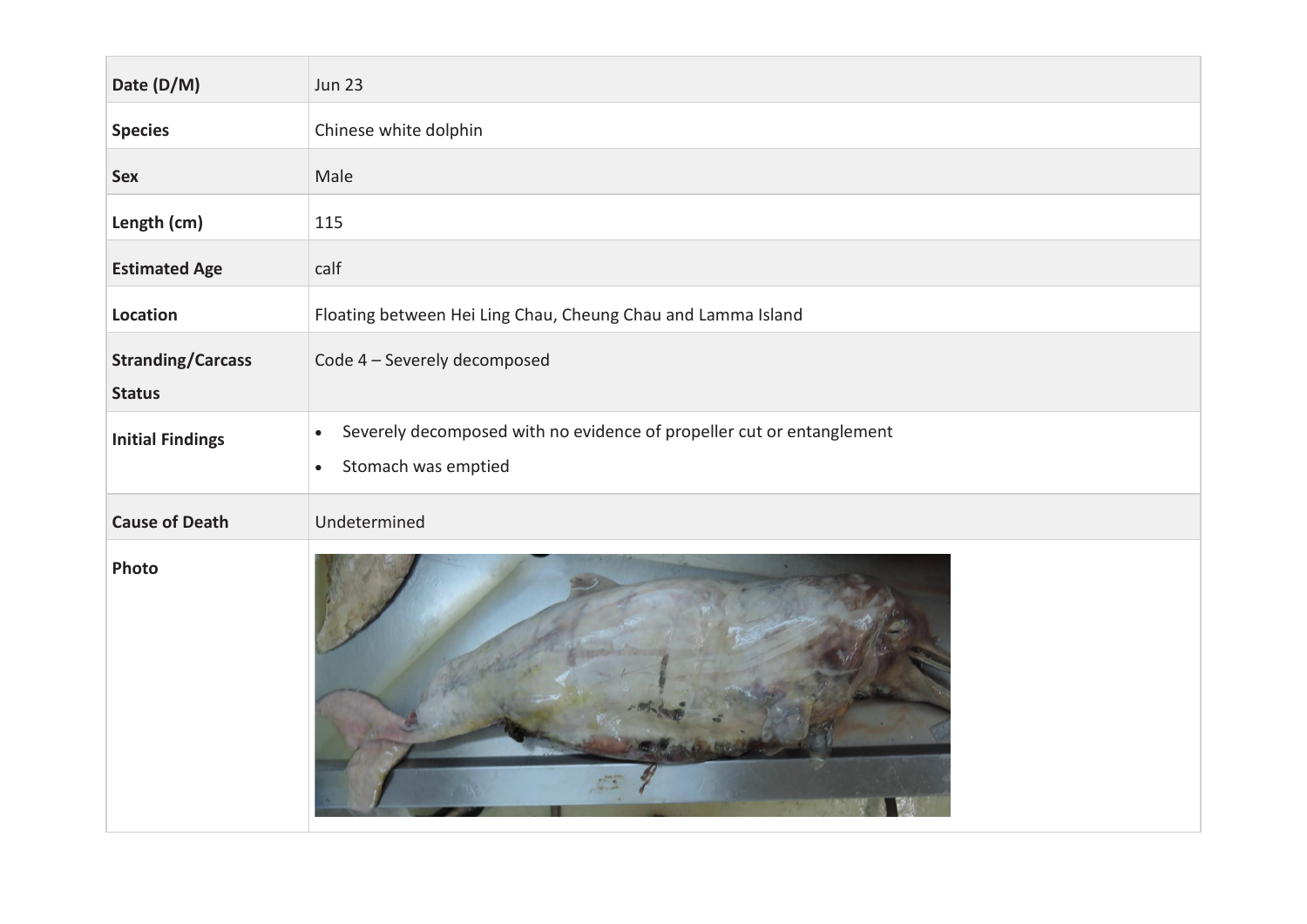| Date (D/M) | Jun 23 |
| --- | --- |
| Species | Chinese white dolphin |
| Sex | Male |
| Length (cm) | 115 |
| Estimated Age | calf |
| Location | Floating between Hei Ling Chau, Cheung Chau and Lamma Island |
| Stranding/Carcass Status | Code 4 – Severely decomposed |
| Initial Findings | • Severely decomposed with no evidence of propeller cut or entanglement<br>• Stomach was emptied |
| Cause of Death | Undetermined |
| Photo | |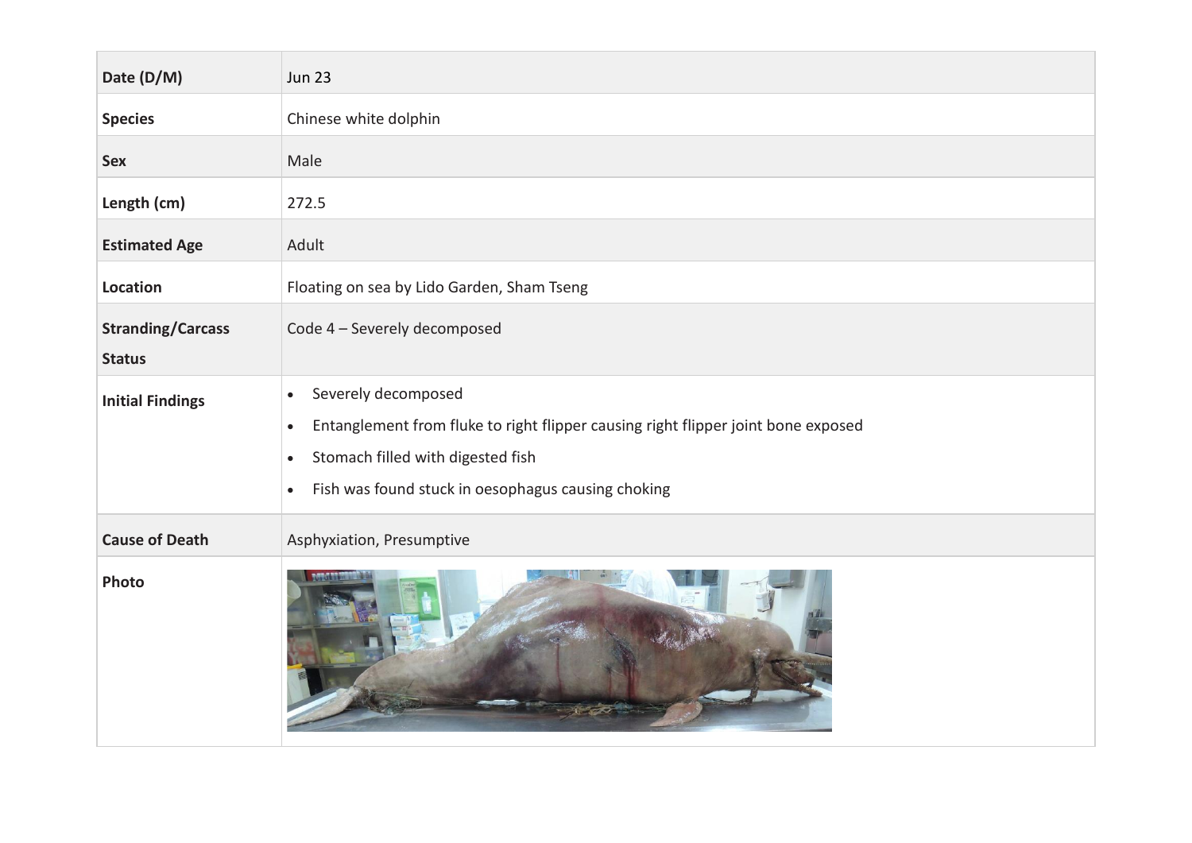| Date (D/M) | Jun 23 |
| --- | --- |
| **Species** | Chinese white dolphin |
| **Sex** | Male |
| **Length (cm)** | 272.5 |
| **Estimated Age** | Adult |
| **Location** | Floating on sea by Lido Garden, Sham Tseng |
| **Stranding/Carcass Status** | Code 4 – Severely decomposed |
| **Initial Findings** | • Severely decomposed<br>• Entanglement from fluke to right flipper causing right flipper joint bone exposed<br>• Stomach filled with digested fish<br>• Fish was found stuck in oesophagus causing choking |
| **Cause of Death** | Asphyxiation, Presumptive |
| **Photo** | |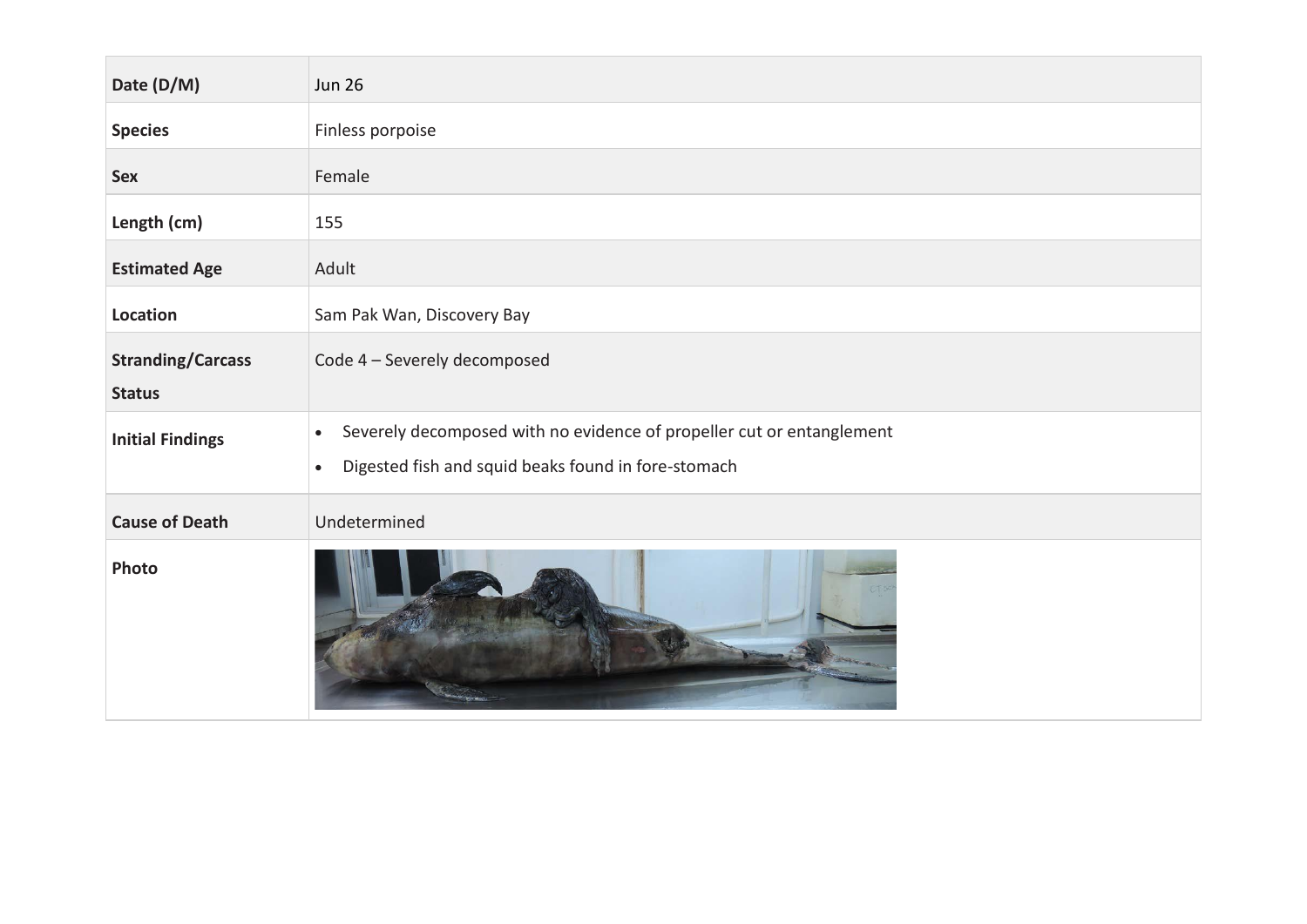| | |
|---|---|
| **Date (D/M)** | Jun 26 |
| **Species** | Finless porpoise |
| **Sex** | Female |
| **Length (cm)** | 155 |
| **Estimated Age** | Adult |
| **Location** | Sam Pak Wan, Discovery Bay |
| **Stranding/Carcass Status** | Code 4 – Severely decomposed |
| **Initial Findings** | • Severely decomposed with no evidence of propeller cut or entanglement<br>• Digested fish and squid beaks found in fore-stomach |
| **Cause of Death** | Undetermined |
| **Photo** | |